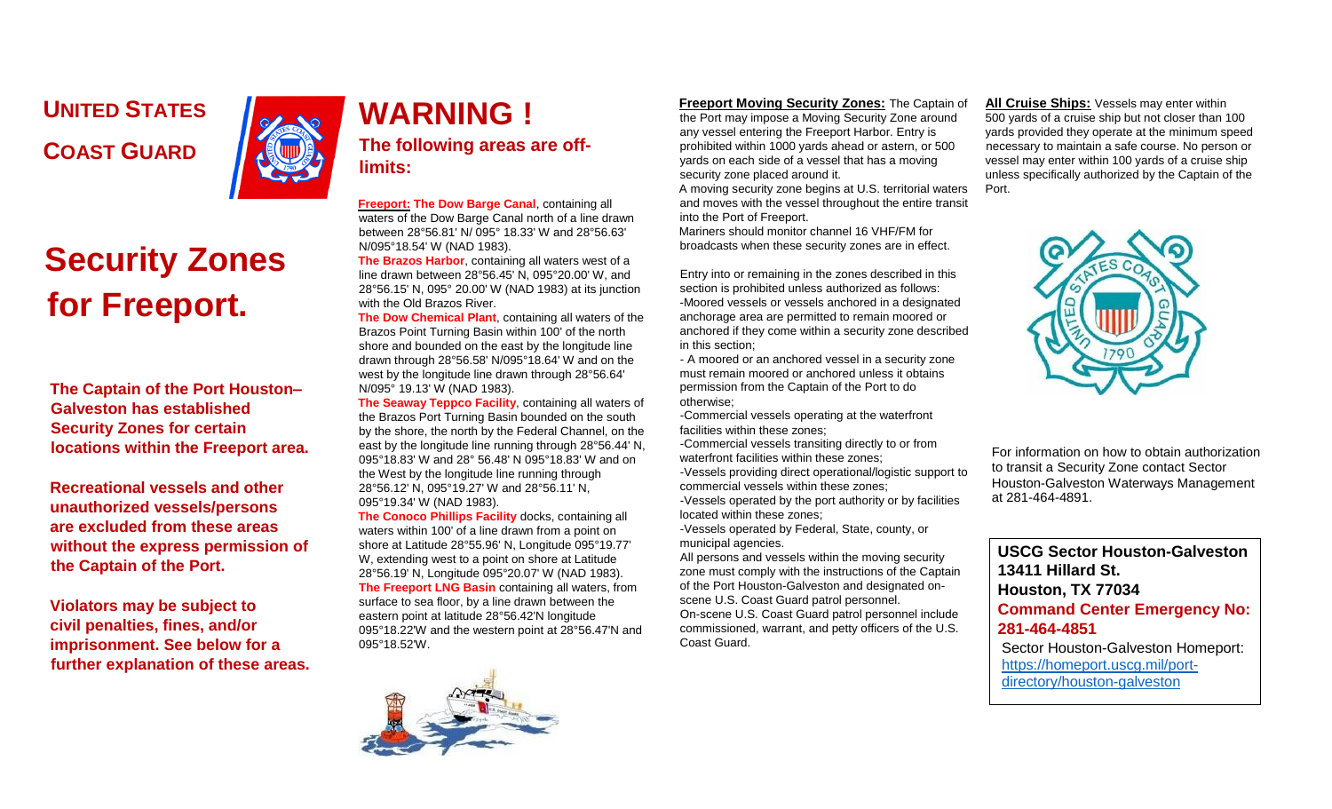**UNITED STATES**

**COAST GUARD**

# Security Zones for Freeport.

**The Captain of the Port Houston–Galveston has established Security Zones for certain locations within the Freeport area.**

**Recreational vessels and other unauthorized vessels/persons are excluded from these areas without the express permission of the Captain of the Port.**

**Violators may be subject to civil penalties, fines, and/or imprisonment. See below for a further explanation of these areas.**

# WARNING !

## The following areas are off-limits:

**Freeport:** **The Dow Barge Canal**, containing all waters of the Dow Barge Canal north of a line drawn between 28°56.81' N/ 095° 18.33' W and 28°56.63' N/095°18.54' W (NAD 1983).

**The Brazos Harbor**, containing all waters west of a line drawn between 28°56.45' N, 095°20.00' W, and 28°56.15' N, 095° 20.00' W (NAD 1983) at its junction with the Old Brazos River.

**The Dow Chemical Plant**, containing all waters of the Brazos Point Turning Basin within 100' of the north shore and bounded on the east by the longitude line drawn through 28°56.58' N/095°18.64' W and on the west by the longitude line drawn through 28°56.64' N/095° 19.13' W (NAD 1983).

**The Seaway Teppco Facility**, containing all waters of the Brazos Port Turning Basin bounded on the south by the shore, the north by the Federal Channel, on the east by the longitude line running through 28°56.44' N, 095°18.83' W and 28° 56.48' N 095°18.83' W and on the West by the longitude line running through 28°56.12' N, 095°19.27' W and 28°56.11' N, 095°19.34' W (NAD 1983).

**The Conoco Phillips Facility** docks, containing all waters within 100' of a line drawn from a point on shore at Latitude 28°55.96' N, Longitude 095°19.77' W, extending west to a point on shore at Latitude 28°56.19' N, Longitude 095°20.07' W (NAD 1983).

**The Freeport LNG Basin** containing all waters, from surface to sea floor, by a line drawn between the eastern point at latitude 28°56.42'N longitude 095°18.22'W and the western point at 28°56.47'N and 095°18.52'W.

**Freeport Moving Security Zones:** The Captain of the Port may impose a Moving Security Zone around any vessel entering the Freeport Harbor. Entry is prohibited within 1000 yards ahead or astern, or 500 yards on each side of a vessel that has a moving security zone placed around it.

A moving security zone begins at U.S. territorial waters and moves with the vessel throughout the entire transit into the Port of Freeport.

Mariners should monitor channel 16 VHF/FM for broadcasts when these security zones are in effect.

Entry into or remaining in the zones described in this section is prohibited unless authorized as follows:

- -Moored vessels or vessels anchored in a designated anchorage area are permitted to remain moored or anchored if they come within a security zone described in this section;
- A moored or an anchored vessel in a security zone must remain moored or anchored unless it obtains permission from the Captain of the Port to do otherwise;
- -Commercial vessels operating at the waterfront facilities within these zones;
- -Commercial vessels transiting directly to or from waterfront facilities within these zones;
- -Vessels providing direct operational/logistic support to commercial vessels within these zones;
- -Vessels operated by the port authority or by facilities located within these zones;
- -Vessels operated by Federal, State, county, or municipal agencies.

All persons and vessels within the moving security zone must comply with the instructions of the Captain of the Port Houston-Galveston and designated on-scene U.S. Coast Guard patrol personnel.

On-scene U.S. Coast Guard patrol personnel include commissioned, warrant, and petty officers of the U.S. Coast Guard.

**All Cruise Ships:** Vessels may enter within 500 yards of a cruise ship but not closer than 100 yards provided they operate at the minimum speed necessary to maintain a safe course. No person or vessel may enter within 100 yards of a cruise ship unless specifically authorized by the Captain of the Port.

For information on how to obtain authorization to transit a Security Zone contact Sector Houston-Galveston Waterways Management at 281-464-4891.

**USCG Sector Houston-Galveston**
**13411 Hillard St.**
**Houston, TX 77034**
**Command Center Emergency No: 281-464-4851**

Sector Houston-Galveston Homeport: https://homeport.uscg.mil/port-directory/houston-galveston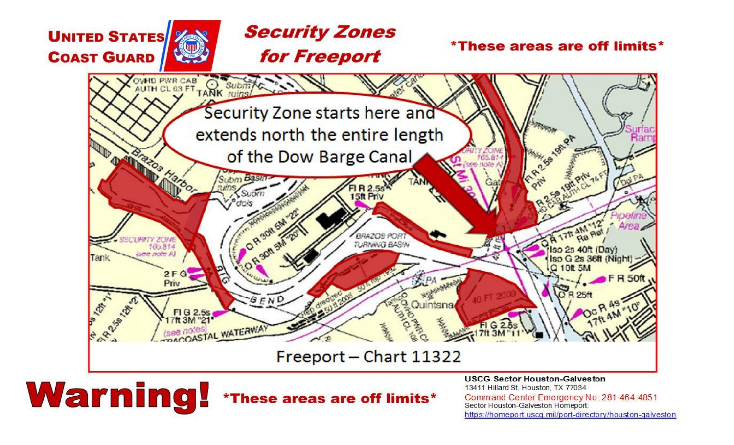# United States Coast Guard

## Security Zones for Freeport

*These areas are off limits*

Security Zone starts here and extends north the entire length of the Dow Barge Canal

Freeport – Chart 11322

**Warning!** *These areas are off limits*

**USCG Sector Houston-Galveston**
13411 Hillard St. Houston, TX 77034
Command Center Emergency No: 281-464-4851
Sector Houston-Galveston Homeport:
https://homeport.uscg.mil/port-directory/houston-galveston